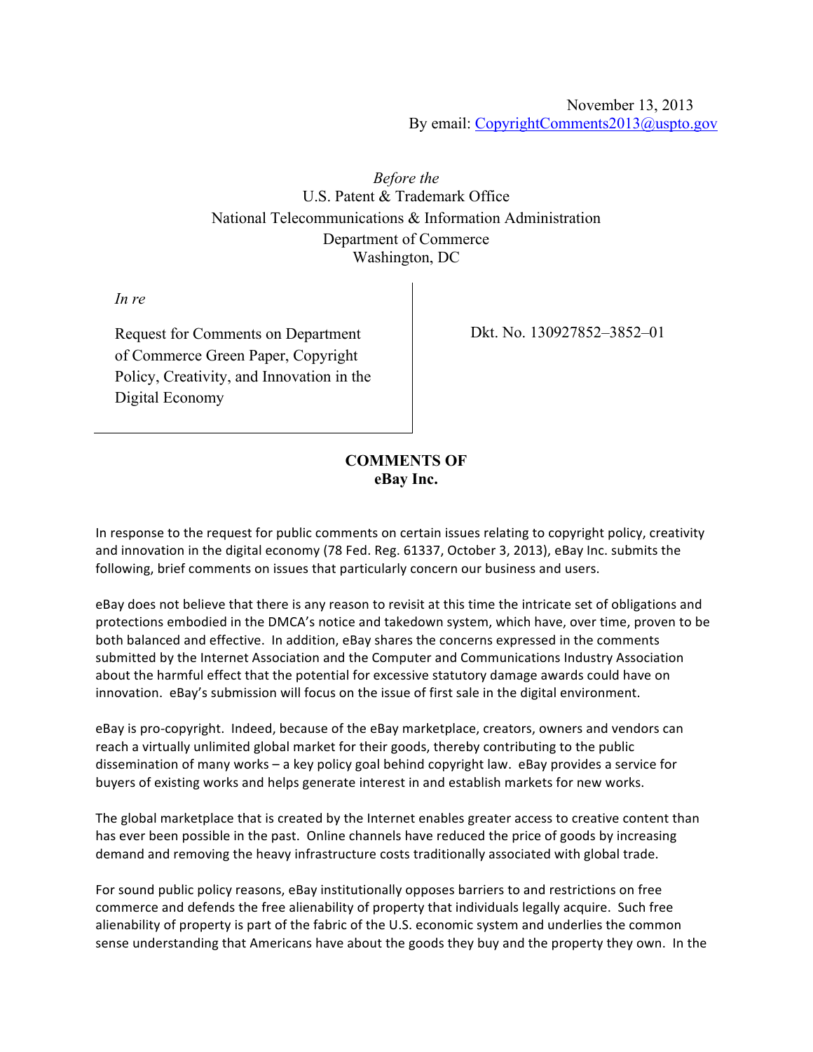November 13, 2013
By email: CopyrightComments2013@uspto.gov

*Before the*
U.S. Patent & Trademark Office
National Telecommunications & Information Administration
Department of Commerce
Washington, DC

| *In re* Request for Comments on Department of Commerce Green Paper, Copyright Policy, Creativity, and Innovation in the Digital Economy | Dkt. No. 130927852–3852–01 |
| --- | --- |

**COMMENTS OF**
**eBay Inc.**

In response to the request for public comments on certain issues relating to copyright policy, creativity and innovation in the digital economy (78 Fed. Reg. 61337, October 3, 2013), eBay Inc. submits the following, brief comments on issues that particularly concern our business and users.

eBay does not believe that there is any reason to revisit at this time the intricate set of obligations and protections embodied in the DMCA's notice and takedown system, which have, over time, proven to be both balanced and effective. In addition, eBay shares the concerns expressed in the comments submitted by the Internet Association and the Computer and Communications Industry Association about the harmful effect that the potential for excessive statutory damage awards could have on innovation. eBay's submission will focus on the issue of first sale in the digital environment.

eBay is pro-copyright. Indeed, because of the eBay marketplace, creators, owners and vendors can reach a virtually unlimited global market for their goods, thereby contributing to the public dissemination of many works – a key policy goal behind copyright law. eBay provides a service for buyers of existing works and helps generate interest in and establish markets for new works.

The global marketplace that is created by the Internet enables greater access to creative content than has ever been possible in the past. Online channels have reduced the price of goods by increasing demand and removing the heavy infrastructure costs traditionally associated with global trade.

For sound public policy reasons, eBay institutionally opposes barriers to and restrictions on free commerce and defends the free alienability of property that individuals legally acquire. Such free alienability of property is part of the fabric of the U.S. economic system and underlies the common sense understanding that Americans have about the goods they buy and the property they own. In the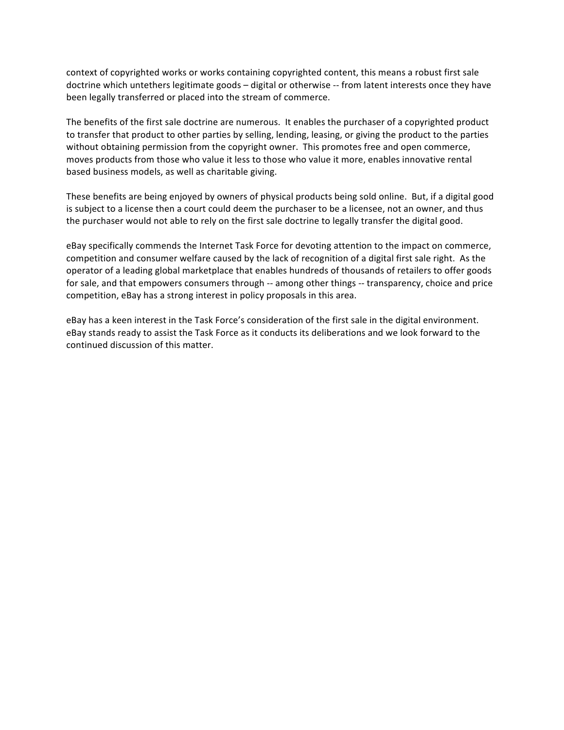context of copyrighted works or works containing copyrighted content, this means a robust first sale doctrine which untethers legitimate goods – digital or otherwise -- from latent interests once they have been legally transferred or placed into the stream of commerce.

The benefits of the first sale doctrine are numerous. It enables the purchaser of a copyrighted product to transfer that product to other parties by selling, lending, leasing, or giving the product to the parties without obtaining permission from the copyright owner. This promotes free and open commerce, moves products from those who value it less to those who value it more, enables innovative rental based business models, as well as charitable giving.

These benefits are being enjoyed by owners of physical products being sold online. But, if a digital good is subject to a license then a court could deem the purchaser to be a licensee, not an owner, and thus the purchaser would not able to rely on the first sale doctrine to legally transfer the digital good.

eBay specifically commends the Internet Task Force for devoting attention to the impact on commerce, competition and consumer welfare caused by the lack of recognition of a digital first sale right. As the operator of a leading global marketplace that enables hundreds of thousands of retailers to offer goods for sale, and that empowers consumers through -- among other things -- transparency, choice and price competition, eBay has a strong interest in policy proposals in this area.

eBay has a keen interest in the Task Force's consideration of the first sale in the digital environment. eBay stands ready to assist the Task Force as it conducts its deliberations and we look forward to the continued discussion of this matter.